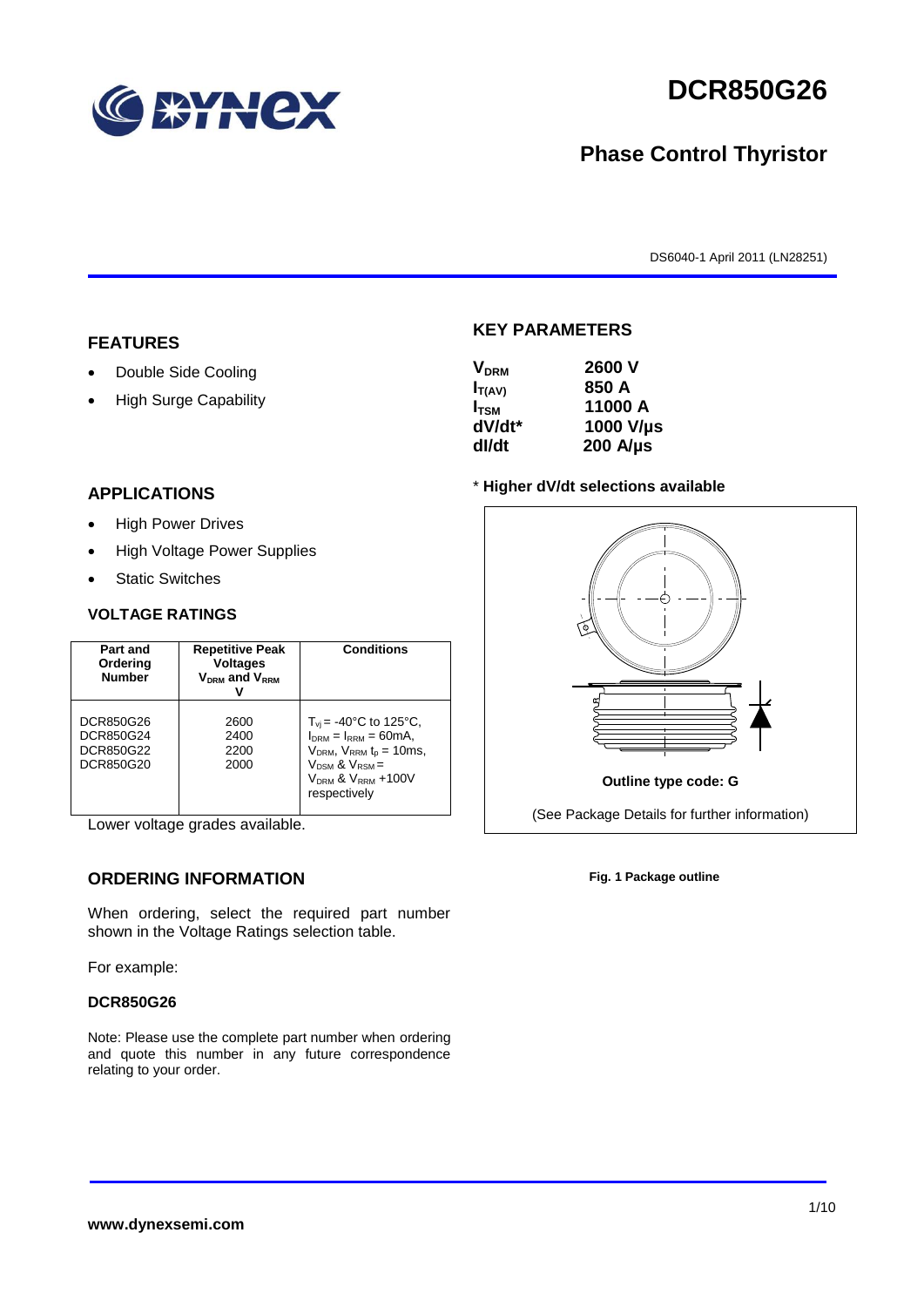# DCR850G26

## Phase Control Thyristor

DS6040-1 April 2011 (LN28251)

## FEATURES

- Double Side Cooling
- High Surge Capability

## APPLICATIONS

- High Power Drives
- High Voltage Power Supplies
- Static Switches

## KEY PARAMETERS

| | |
|---|---|
| $V_{DRM}$ | 2600 V |
| $I_{T(AV)}$ | 850 A |
| $I_{TSM}$ | 11000 A |
| dV/dt* | 1000 V/µs |
| dI/dt | 200 A/µs |

**\* Higher dV/dt selections available**

**Outline type code: G**

(See Package Details for further information)

**Fig. 1 Package outline**

## VOLTAGE RATINGS

| Part and Ordering Number | Repetitive Peak Voltages $V_{DRM}$ and $V_{RRM}$ V | Conditions |
|---|---|---|
| DCR850G26<br>DCR850G24<br>DCR850G22<br>DCR850G20 | 2600<br>2400<br>2200<br>2000 | $T_{vj}$ = -40°C to 125°C, $I_{DRM}$ = $I_{RRM}$ = 60mA, $V_{DRM}$, $V_{RRM}$ $t_p$ = 10ms, $V_{DSM}$ & $V_{RSM}$ = $V_{DRM}$ & $V_{RRM}$ +100V respectively |

Lower voltage grades available.

## ORDERING INFORMATION

When ordering, select the required part number shown in the Voltage Ratings selection table.

For example:

**DCR850G26**

Note: Please use the complete part number when ordering and quote this number in any future correspondence relating to your order.

**www.dynexsemi.com**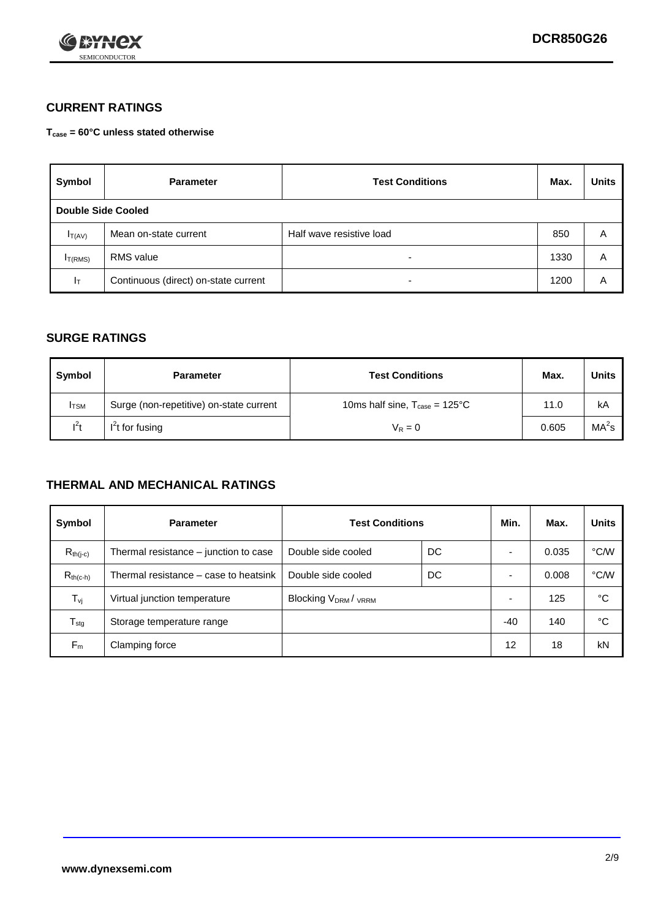## CURRENT RATINGS

**$T_{case}$ = 60°C unless stated otherwise**

| Symbol | Parameter | Test Conditions | Max. | Units |
|---|---|---|---|---|
| **Double Side Cooled** | | | | |
| $I_{T(AV)}$ | Mean on-state current | Half wave resistive load | 850 | A |
| $I_{T(RMS)}$ | RMS value | - | 1330 | A |
| $I_T$ | Continuous (direct) on-state current | - | 1200 | A |

## SURGE RATINGS

| Symbol | Parameter | Test Conditions | Max. | Units |
|---|---|---|---|---|
| $I_{TSM}$ | Surge (non-repetitive) on-state current | 10ms half sine, $T_{case}$ = 125°C | 11.0 | kA |
| $I^2t$ | $I^2t$ for fusing | $V_R = 0$ | 0.605 | $MA^2s$ |

## THERMAL AND MECHANICAL RATINGS

| Symbol | Parameter | Test Conditions | | Min. | Max. | Units |
|---|---|---|---|---|---|---|
| $R_{th(j-c)}$ | Thermal resistance – junction to case | Double side cooled | DC | - | 0.035 | °C/W |
| $R_{th(c-h)}$ | Thermal resistance – case to heatsink | Double side cooled | DC | - | 0.008 | °C/W |
| $T_{vj}$ | Virtual junction temperature | Blocking $V_{DRM}$ / $V_{RRM}$ | | - | 125 | °C |
| $T_{stg}$ | Storage temperature range | | | -40 | 140 | °C |
| $F_m$ | Clamping force | | | 12 | 18 | kN |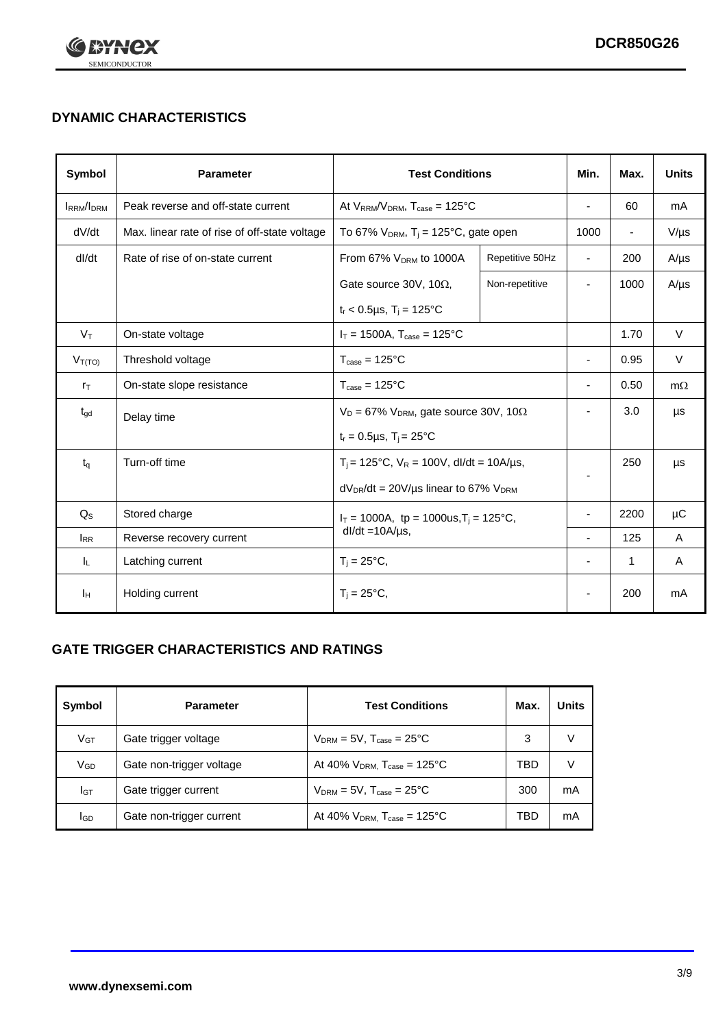## DYNAMIC CHARACTERISTICS

| Symbol | Parameter | Test Conditions | | Min. | Max. | Units |
|---|---|---|---|---|---|---|
| $I_{RRM}/I_{DRM}$ | Peak reverse and off-state current | At $V_{RRM}/V_{DRM}$, $T_{case}$ = 125°C | | - | 60 | mA |
| dV/dt | Max. linear rate of rise of off-state voltage | To 67% $V_{DRM}$, $T_j$ = 125°C, gate open | | 1000 | - | V/µs |
| dI/dt | Rate of rise of on-state current | From 67% $V_{DRM}$ to 1000A | Repetitive 50Hz | - | 200 | A/µs |
| | | Gate source 30V, 10Ω, $t_r$ < 0.5µs, $T_j$ = 125°C | Non-repetitive | - | 1000 | A/µs |
| $V_T$ | On-state voltage | $I_T$ = 1500A, $T_{case}$ = 125°C | | | 1.70 | V |
| $V_{T(TO)}$ | Threshold voltage | $T_{case}$ = 125°C | | - | 0.95 | V |
| $r_T$ | On-state slope resistance | $T_{case}$ = 125°C | | - | 0.50 | mΩ |
| $t_{gd}$ | Delay time | $V_D$ = 67% $V_{DRM}$, gate source 30V, 10Ω, $t_r$ = 0.5µs, $T_j$ = 25°C | | - | 3.0 | µs |
| $t_q$ | Turn-off time | $T_j$ = 125°C, $V_R$ = 100V, dI/dt = 10A/µs, $dV_{DR}$/dt = 20V/µs linear to 67% $V_{DRM}$ | | - | 250 | µs |
| $Q_S$ | Stored charge | $I_T$ = 1000A, tp = 1000us, $T_j$ = 125°C, dI/dt =10A/µs, | | - | 2200 | µC |
| $I_{RR}$ | Reverse recovery current | | | - | 125 | A |
| $I_L$ | Latching current | $T_j$ = 25°C, | | - | 1 | A |
| $I_H$ | Holding current | $T_j$ = 25°C, | | - | 200 | mA |

## GATE TRIGGER CHARACTERISTICS AND RATINGS

| Symbol | Parameter | Test Conditions | Max. | Units |
|---|---|---|---|---|
| $V_{GT}$ | Gate trigger voltage | $V_{DRM}$ = 5V, $T_{case}$ = 25°C | 3 | V |
| $V_{GD}$ | Gate non-trigger voltage | At 40% $V_{DRM,}$ $T_{case}$ = 125°C | TBD | V |
| $I_{GT}$ | Gate trigger current | $V_{DRM}$ = 5V, $T_{case}$ = 25°C | 300 | mA |
| $I_{GD}$ | Gate non-trigger current | At 40% $V_{DRM,}$ $T_{case}$ = 125°C | TBD | mA |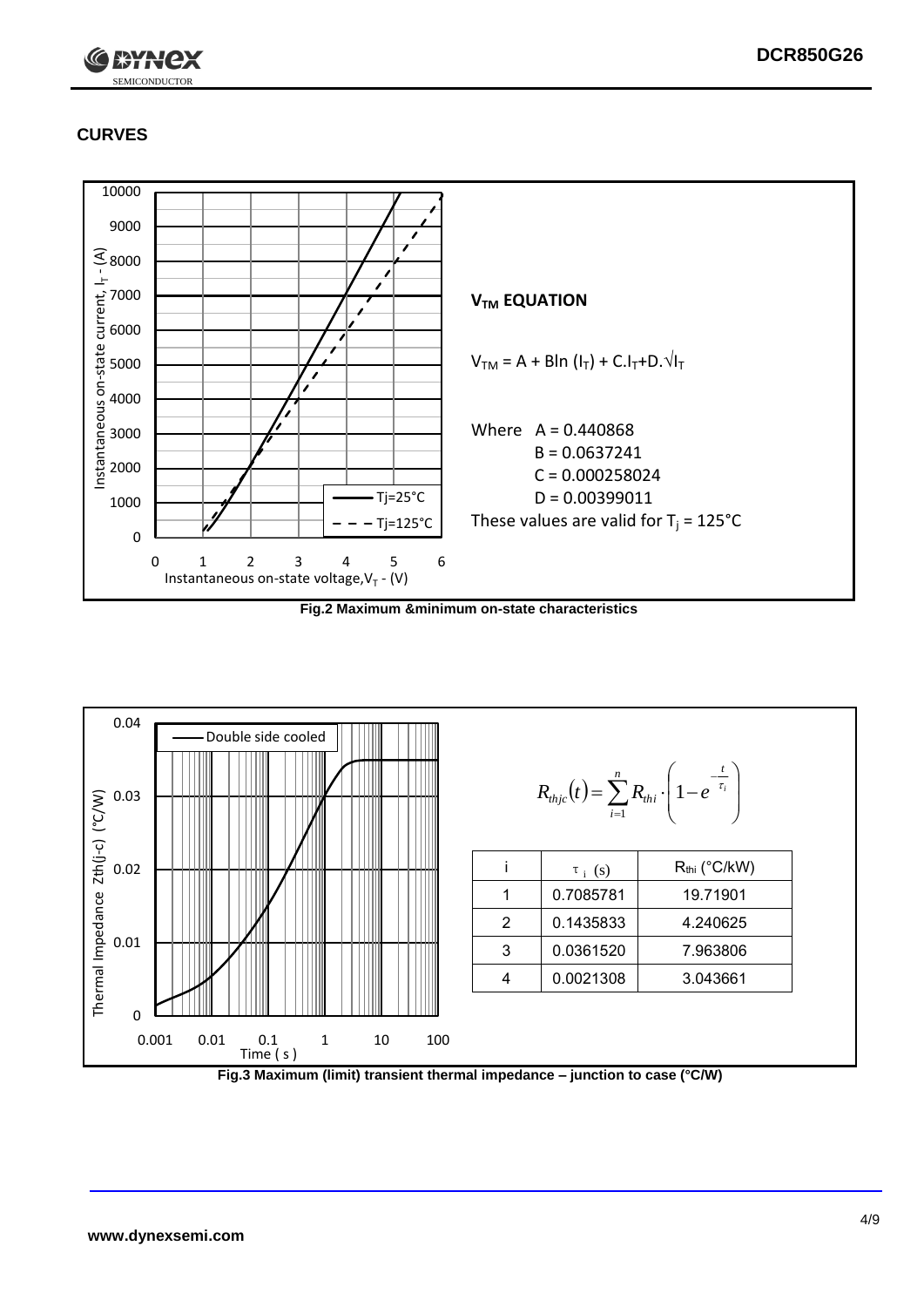## CURVES

**$V_{TM}$ EQUATION**

$$V_{TM} = A + B\ln(I_T) + C.I_T + D.\sqrt{I_T}$$

Where A = 0.440868
B = 0.0637241
C = 0.000258024
D = 0.00399011

These values are valid for $T_j$ = 125°C

**Fig.2 Maximum &minimum on-state characteristics**

$$R_{thjc}(t) = \sum_{i=1}^{n} R_{thi} \cdot \left(1 - e^{-\frac{t}{\tau_i}}\right)$$

| i | $\tau_i$ (s) | $R_{thi}$ (°C/kW) |
|---|---|---|
| 1 | 0.7085781 | 19.71901 |
| 2 | 0.1435833 | 4.240625 |
| 3 | 0.0361520 | 7.963806 |
| 4 | 0.0021308 | 3.043661 |

**Fig.3 Maximum (limit) transient thermal impedance – junction to case (°C/W)**

**www.dynexsemi.com**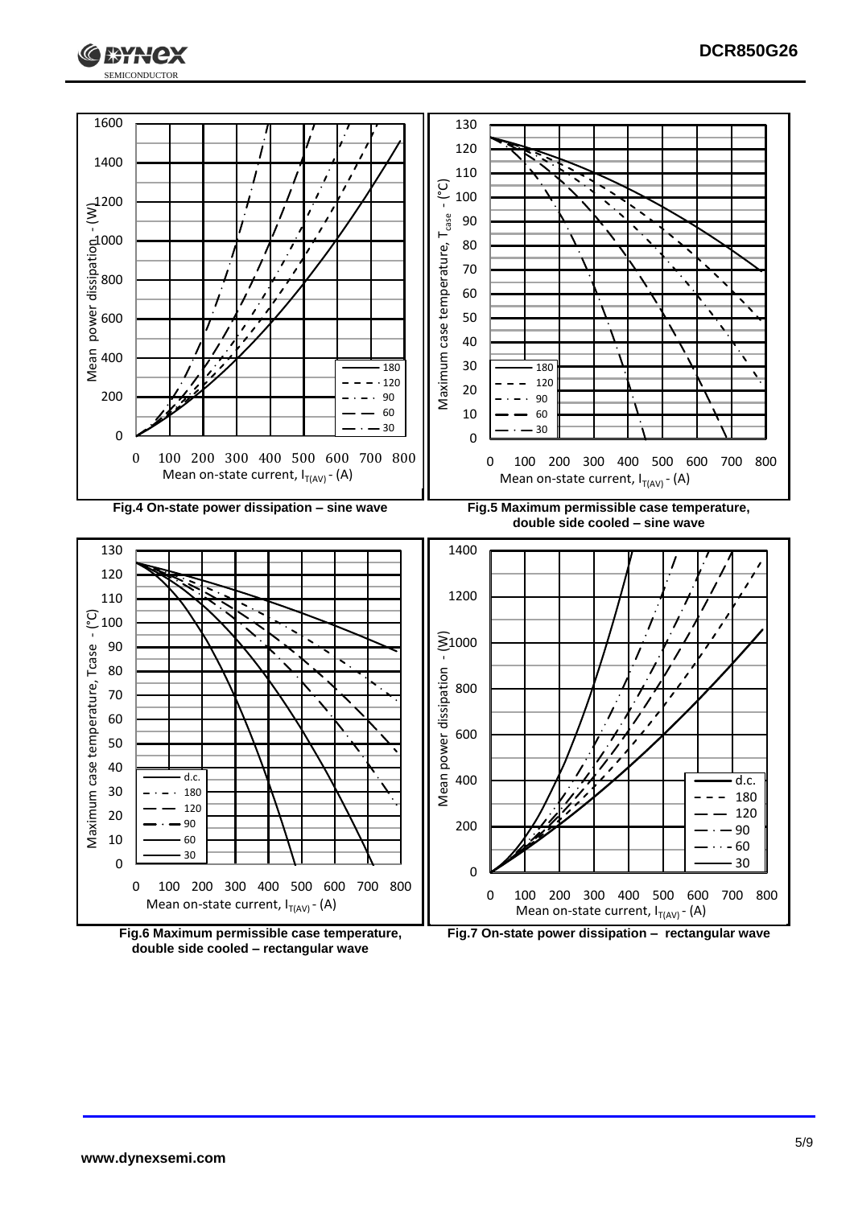Fig.4 On-state power dissipation – sine wave

Fig.5 Maximum permissible case temperature, double side cooled – sine wave

Fig.6 Maximum permissible case temperature, double side cooled – rectangular wave

Fig.7 On-state power dissipation – rectangular wave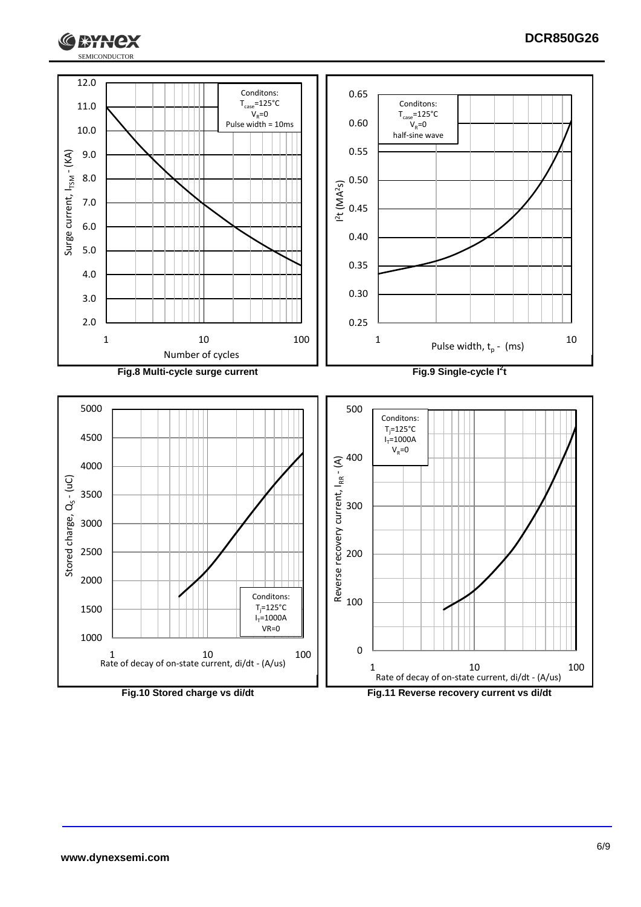Conditons:
$T_{case}$=125°C
$V_R$=0
Pulse width = 10ms

Surge current, $I_{TSM}$ - (KA)

Number of cycles

**Fig.8 Multi-cycle surge current**

Conditons:
$T_{case}$=125°C
$V_R$=0
half-sine wave

$I^2t$ ($MA^2s$)

Pulse width, $t_p$ - (ms)

**Fig.9 Single-cycle $I^2t$**

Conditons:
$T_j$=125°C
$I_T$=1000A
VR=0

Stored charge, $Q_S$ - (uC)

Rate of decay of on-state current, di/dt - (A/us)

**Fig.10 Stored charge vs di/dt**

Conditons:
$T_j$=125°C
$I_T$=1000A
$V_R$=0

Reverse recovery current, $I_{RR}$ - (A)

Rate of decay of on-state current, di/dt - (A/us)

**Fig.11 Reverse recovery current vs di/dt**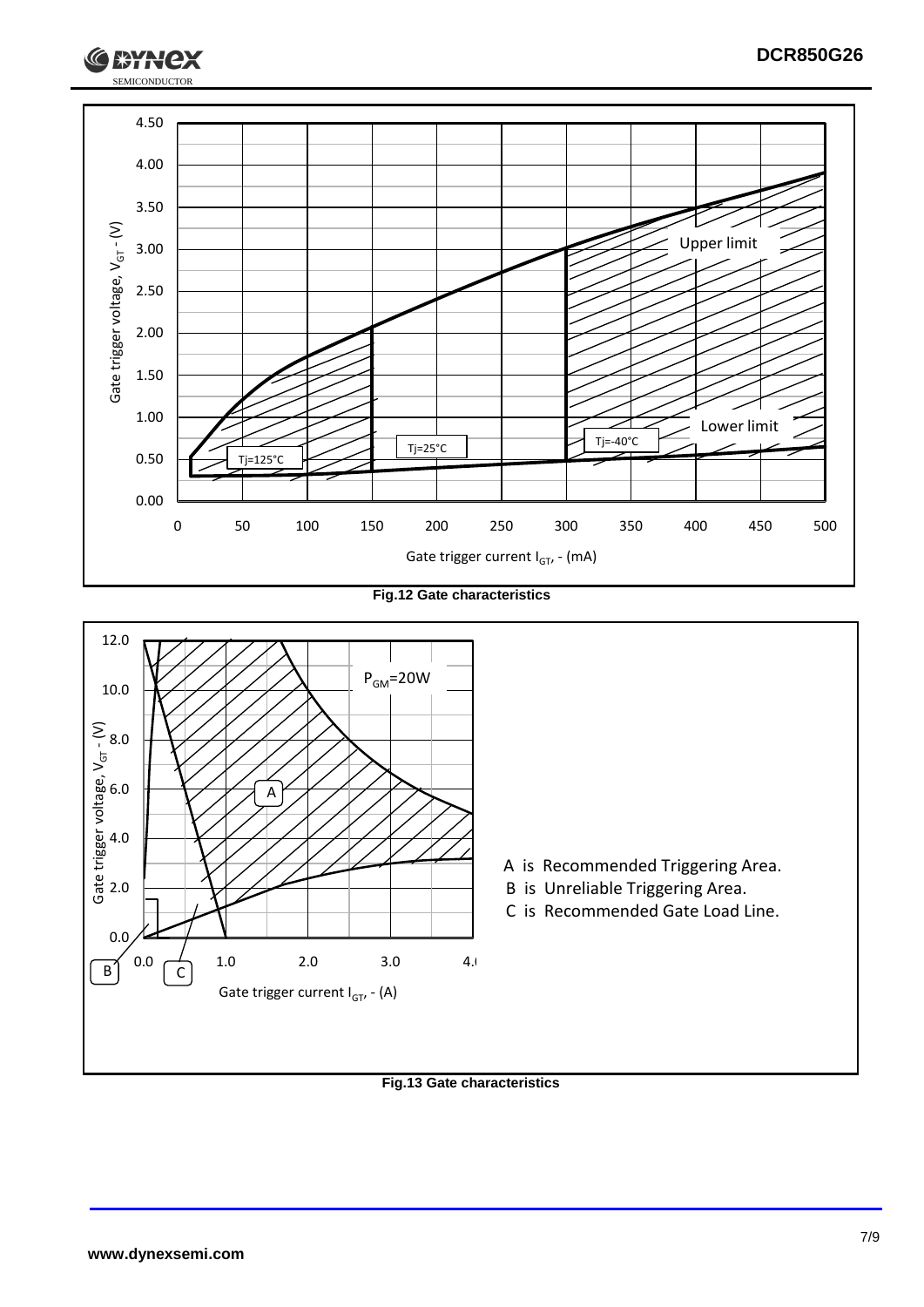| Gate trigger current $I_{GT}$ - (mA) | 0 | 50 | 100 | 150 | 200 | 250 | 300 | 350 | 400 | 450 | 500 |
|---|---|---|---|---|---|---|---|---|---|---|---|

Gate trigger voltage, $V_{GT}$ - (V): 0.00, 0.50, 1.00, 1.50, 2.00, 2.50, 3.00, 3.50, 4.00, 4.50

Upper limit

Lower limit

Tj=125°C

Tj=25°C

Tj=-40°C

**Fig.12 Gate characteristics**

Gate trigger voltage, $V_{GT}$ - (V): 0.0, 2.0, 4.0, 6.0, 8.0, 10.0, 12.0

Gate trigger current $I_{GT}$ - (A): 0.0, 1.0, 2.0, 3.0, 4.0

$P_{GM}$=20W

A is Recommended Triggering Area.
B is Unreliable Triggering Area.
C is Recommended Gate Load Line.

**Fig.13 Gate characteristics**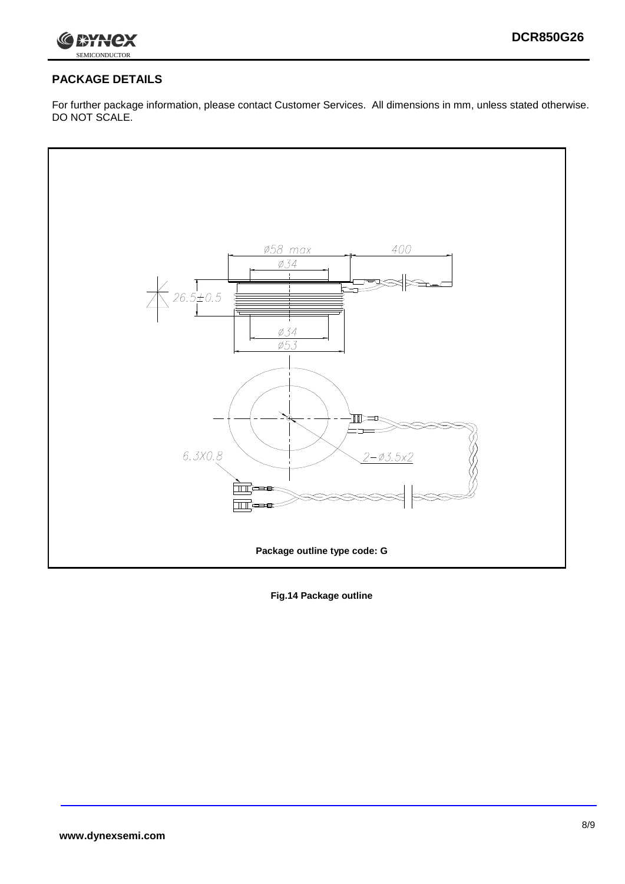## PACKAGE DETAILS

For further package information, please contact Customer Services. All dimensions in mm, unless stated otherwise. DO NOT SCALE.

Package outline type code: G

**Fig.14 Package outline**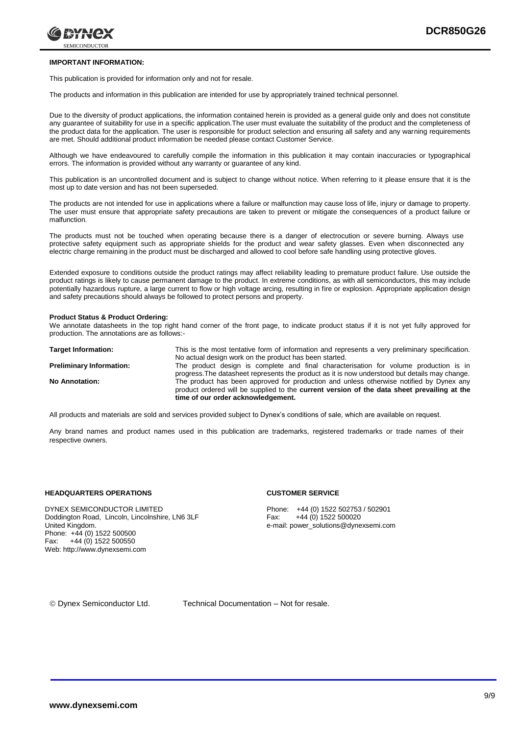**IMPORTANT INFORMATION:**

This publication is provided for information only and not for resale.

The products and information in this publication are intended for use by appropriately trained technical personnel.

Due to the diversity of product applications, the information contained herein is provided as a general guide only and does not constitute any guarantee of suitability for use in a specific application.The user must evaluate the suitability of the product and the completeness of the product data for the application. The user is responsible for product selection and ensuring all safety and any warning requirements are met. Should additional product information be needed please contact Customer Service.

Although we have endeavoured to carefully compile the information in this publication it may contain inaccuracies or typographical errors. The information is provided without any warranty or guarantee of any kind.

This publication is an uncontrolled document and is subject to change without notice. When referring to it please ensure that it is the most up to date version and has not been superseded.

The products are not intended for use in applications where a failure or malfunction may cause loss of life, injury or damage to property. The user must ensure that appropriate safety precautions are taken to prevent or mitigate the consequences of a product failure or malfunction.

The products must not be touched when operating because there is a danger of electrocution or severe burning. Always use protective safety equipment such as appropriate shields for the product and wear safety glasses. Even when disconnected any electric charge remaining in the product must be discharged and allowed to cool before safe handling using protective gloves.

Extended exposure to conditions outside the product ratings may affect reliability leading to premature product failure. Use outside the product ratings is likely to cause permanent damage to the product. In extreme conditions, as with all semiconductors, this may include potentially hazardous rupture, a large current to flow or high voltage arcing, resulting in fire or explosion. Appropriate application design and safety precautions should always be followed to protect persons and property.

**Product Status & Product Ordering:**

We annotate datasheets in the top right hand corner of the front page, to indicate product status if it is not yet fully approved for production. The annotations are as follows:-

| | |
|---|---|
| **Target Information:** | This is the most tentative form of information and represents a very preliminary specification. No actual design work on the product has been started. |
| **Preliminary Information:** | The product design is complete and final characterisation for volume production is in progress.The datasheet represents the product as it is now understood but details may change. |
| **No Annotation:** | The product has been approved for production and unless otherwise notified by Dynex any product ordered will be supplied to the **current version of the data sheet prevailing at the time of our order acknowledgement.** |

All products and materials are sold and services provided subject to Dynex's conditions of sale, which are available on request.

Any brand names and product names used in this publication are trademarks, registered trademarks or trade names of their respective owners.

**HEADQUARTERS OPERATIONS**

DYNEX SEMICONDUCTOR LIMITED
Doddington Road, Lincoln, Lincolnshire, LN6 3LF
United Kingdom.
Phone: +44 (0) 1522 500500
Fax: +44 (0) 1522 500550
Web: http://www.dynexsemi.com

**CUSTOMER SERVICE**

Phone: +44 (0) 1522 502753 / 502901
Fax: +44 (0) 1522 500020
e-mail: power_solutions@dynexsemi.com

© Dynex Semiconductor Ltd. Technical Documentation – Not for resale.